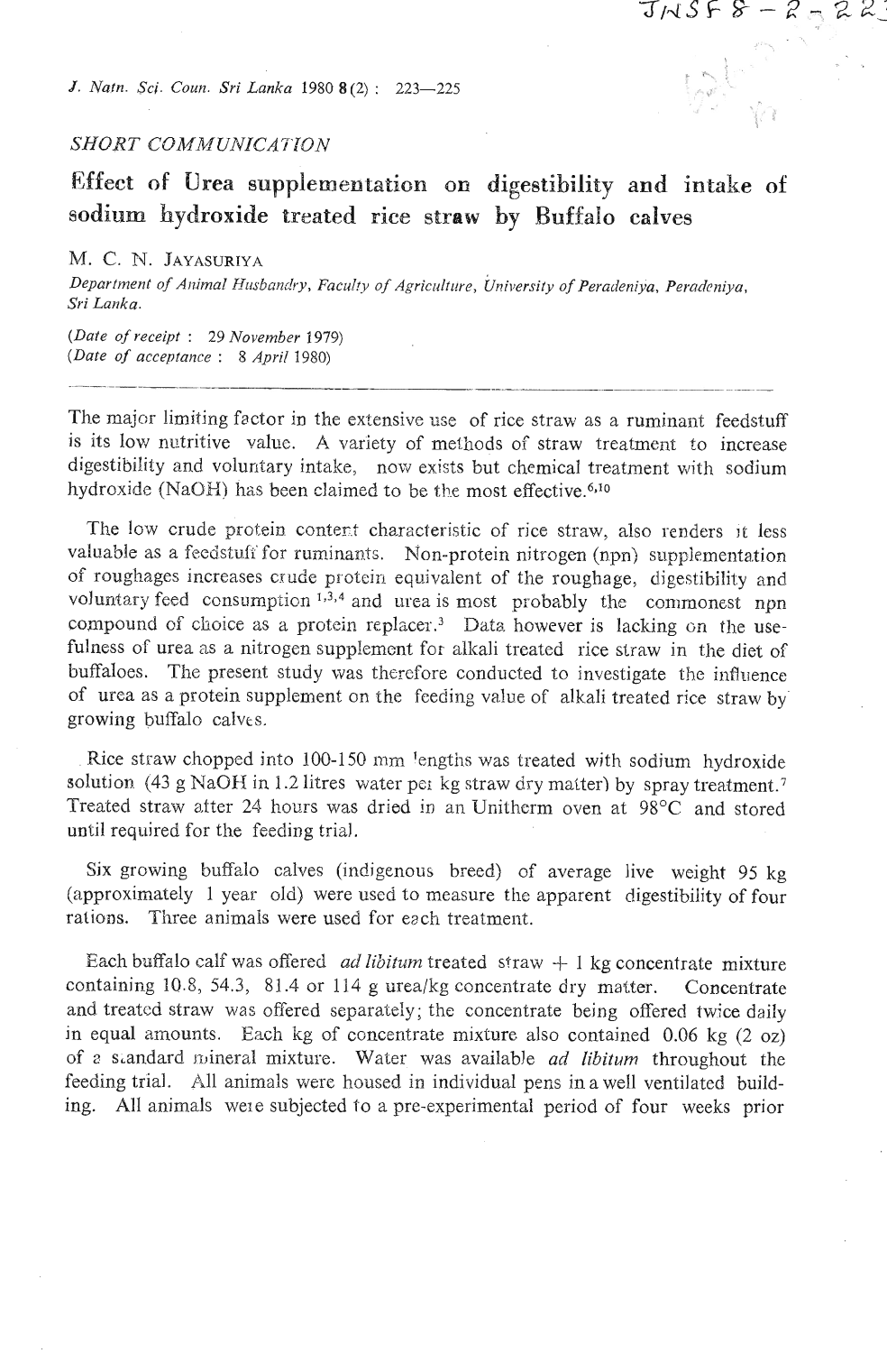## SHORT COMMUNICATION

# Effect of Urea supplementation on digestibility and intake of sodium hydroxide treated rice straw by Buffalo calves

M. C. N. JAYASURIYA

*Department of Animal Husbandry, Faculty of Agriculture, University of Peradeniya, Peradeniya, Sri Lanka.*

(*Date of receipt* : 29 *November* 1979)
(*Date of acceptance* : 8 *April* 1980)

---

The major limiting factor in the extensive use of rice straw as a ruminant feedstuff is its low nutritive value. A variety of methods of straw treatment to increase digestibility and voluntary intake, now exists but chemical treatment with sodium hydroxide (NaOH) has been claimed to be the most effective.[6,10]

The low crude protein content characteristic of rice straw, also renders it less valuable as a feedstuff for ruminants. Non-protein nitrogen (npn) supplementation of roughages increases crude protein equivalent of the roughage, digestibility and voluntary feed consumption [1,3,4] and urea is most probably the commonest npn compound of choice as a protein replacer.[3] Data however is lacking on the usefulness of urea as a nitrogen supplement for alkali treated rice straw in the diet of buffaloes. The present study was therefore conducted to investigate the influence of urea as a protein supplement on the feeding value of alkali treated rice straw by growing buffalo calves.

Rice straw chopped into 100-150 mm lengths was treated with sodium hydroxide solution (43 g NaOH in 1.2 litres water per kg straw dry matter) by spray treatment.[7] Treated straw after 24 hours was dried in an Unitherm oven at 98°C and stored until required for the feeding trial.

Six growing buffalo calves (indigenous breed) of average live weight 95 kg (approximately 1 year old) were used to measure the apparent digestibility of four rations. Three animals were used for each treatment.

Each buffalo calf was offered *ad libitum* treated straw + 1 kg concentrate mixture containing 10.8, 54.3, 81.4 or 114 g urea/kg concentrate dry matter. Concentrate and treated straw was offered separately; the concentrate being offered twice daily in equal amounts. Each kg of concentrate mixture also contained 0.06 kg (2 oz) of a standard mineral mixture. Water was available *ad libitum* throughout the feeding trial. All animals were housed in individual pens in a well ventilated building. All animals were subjected to a pre-experimental period of four weeks prior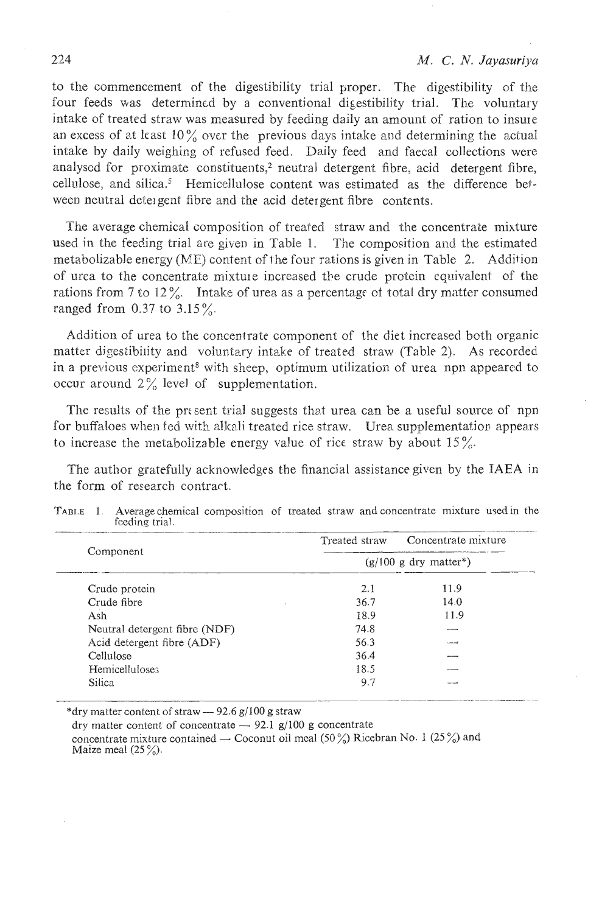to the commencement of the digestibility trial proper. The digestibility of the four feeds was determined by a conventional digestibility trial. The voluntary intake of treated straw was measured by feeding daily an amount of ration to insure an excess of at least 10% over the previous days intake and determining the actual intake by daily weighing of refused feed. Daily feed and faecal collections were analysed for proximate constituents,[2] neutral detergent fibre, acid detergent fibre, cellulose, and silica.[5] Hemicellulose content was estimated as the difference between neutral detergent fibre and the acid detergent fibre contents.

The average chemical composition of treated straw and the concentrate mixture used in the feeding trial are given in Table 1. The composition and the estimated metabolizable energy (ME) content of the four rations is given in Table 2. Addition of urea to the concentrate mixture increased the crude protein equivalent of the rations from 7 to 12%. Intake of urea as a percentage of total dry matter consumed ranged from 0.37 to 3.15%.

Addition of urea to the concentrate component of the diet increased both organic matter digestibility and voluntary intake of treated straw (Table 2). As recorded in a previous experiment[8] with sheep, optimum utilization of urea npn appeared to occur around 2% level of supplementation.

The results of the present trial suggests that urea can be a useful source of npn for buffaloes when fed with alkali treated rice straw. Urea supplementation appears to increase the metabolizable energy value of rice straw by about 15%.

The author gratefully acknowledges the financial assistance given by the IAEA in the form of research contract.

TABLE 1. Average chemical composition of treated straw and concentrate mixture used in the feeding trial.

| Component | Treated straw | Concentrate mixture |
|---|---|---|
| | (g/100 g dry matter*) | |
| Crude protein | 2.1 | 11.9 |
| Crude fibre | 36.7 | 14.0 |
| Ash | 18.9 | 11.9 |
| Neutral detergent fibre (NDF) | 74.8 | — |
| Acid detergent fibre (ADF) | 56.3 | — |
| Cellulose | 36.4 | — |
| Hemicelluloses | 18.5 | — |
| Silica | 9.7 | — |

*dry matter content of straw — 92.6 g/100 g straw
dry matter content of concentrate — 92.1 g/100 g concentrate
concentrate mixture contained — Coconut oil meal (50%) Ricebran No. 1 (25%) and Maize meal (25%).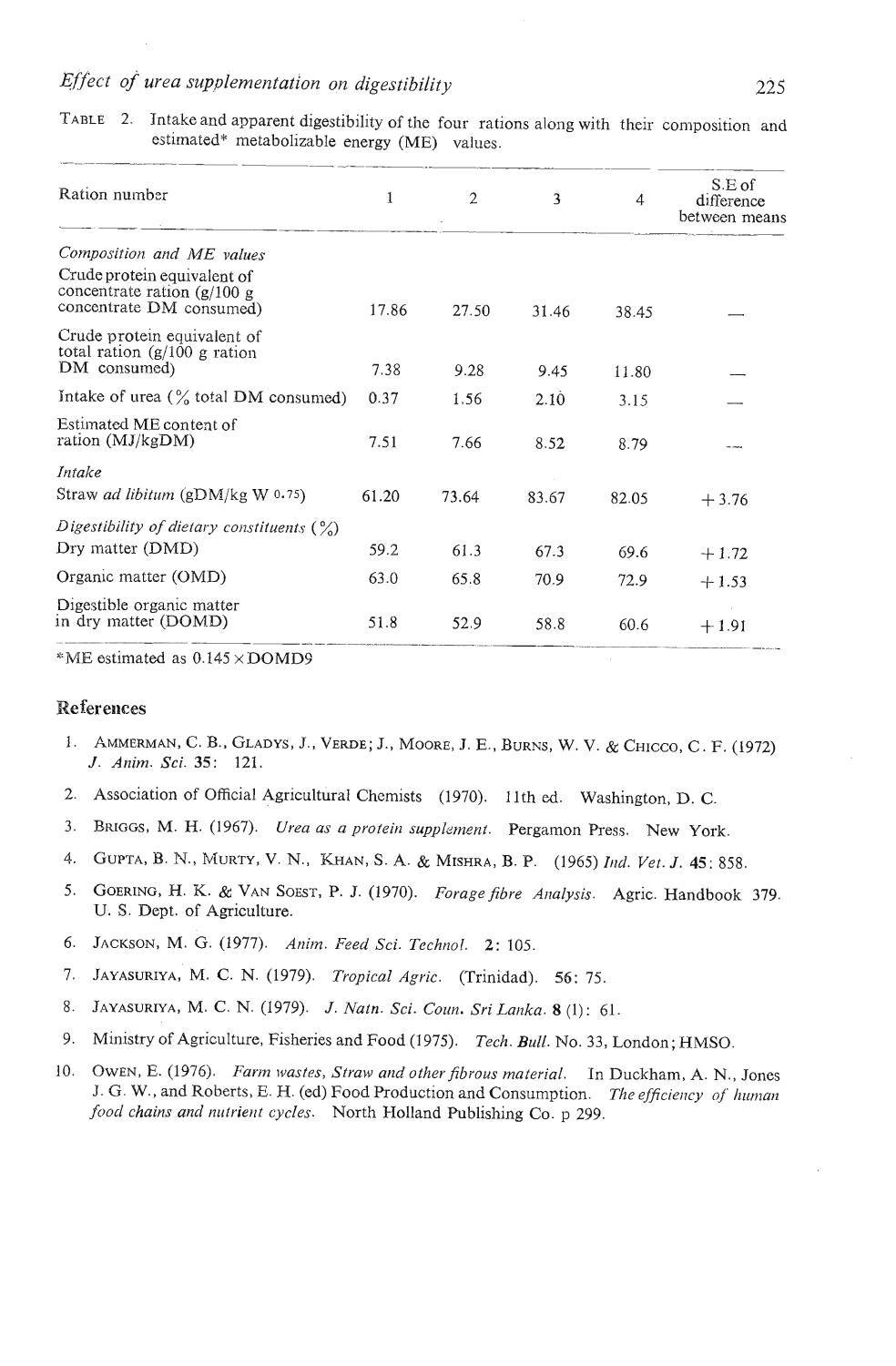TABLE 2. Intake and apparent digestibility of the four rations along with their composition and estimated* metabolizable energy (ME) values.

| Ration number | 1 | 2 | 3 | 4 | S.E of difference between means |
|---|---|---|---|---|---|
| *Composition and ME values* | | | | | |
| Crude protein equivalent of concentrate ration (g/100 g concentrate DM consumed) | 17.86 | 27.50 | 31.46 | 38.45 | — |
| Crude protein equivalent of total ration (g/100 g ration DM consumed) | 7.38 | 9.28 | 9.45 | 11.80 | — |
| Intake of urea (% total DM consumed) | 0.37 | 1.56 | 2.10 | 3.15 | — |
| Estimated ME content of ration (MJ/kgDM) | 7.51 | 7.66 | 8.52 | 8.79 | — |
| *Intake* | | | | | |
| Straw *ad libitum* (gDM/kg $W^{0.75}$) | 61.20 | 73.64 | 83.67 | 82.05 | +3.76 |
| *Digestibility of dietary constituents (%)* | | | | | |
| Dry matter (DMD) | 59.2 | 61.3 | 67.3 | 69.6 | +1.72 |
| Organic matter (OMD) | 63.0 | 65.8 | 70.9 | 72.9 | +1.53 |
| Digestible organic matter in dry matter (DOMD) | 51.8 | 52.9 | 58.8 | 60.6 | +1.91 |

*ME estimated as 0.145 × DOMD9

## References

1. AMMERMAN, C. B., GLADYS, J., VERDE; J., MOORE, J. E., BURNS, W. V. & CHICCO, C. F. (1972) *J. Anim. Sci.* **35**: 121.
2. Association of Official Agricultural Chemists (1970). 11th ed. Washington, D. C.
3. BRIGGS, M. H. (1967). *Urea as a protein supplement.* Pergamon Press. New York.
4. GUPTA, B. N., MURTY, V. N., KHAN, S. A. & MISHRA, B. P. (1965) *Ind. Vet. J.* **45**: 858.
5. GOERING, H. K. & VAN SOEST, P. J. (1970). *Forage fibre Analysis.* Agric. Handbook 379. U. S. Dept. of Agriculture.
6. JACKSON, M. G. (1977). *Anim. Feed Sci. Technol.* **2**: 105.
7. JAYASURIYA, M. C. N. (1979). *Tropical Agric.* (Trinidad). **56**: 75.
8. JAYASURIYA, M. C. N. (1979). *J. Natn. Sci. Coun. Sri Lanka.* **8** (1): 61.
9. Ministry of Agriculture, Fisheries and Food (1975). *Tech. Bull.* No. 33, London; HMSO.
10. OWEN, E. (1976). *Farm wastes, Straw and other fibrous material.* In Duckham, A. N., Jones J. G. W., and Roberts, E. H. (ed) Food Production and Consumption. *The efficiency of human food chains and nutrient cycles.* North Holland Publishing Co. p 299.